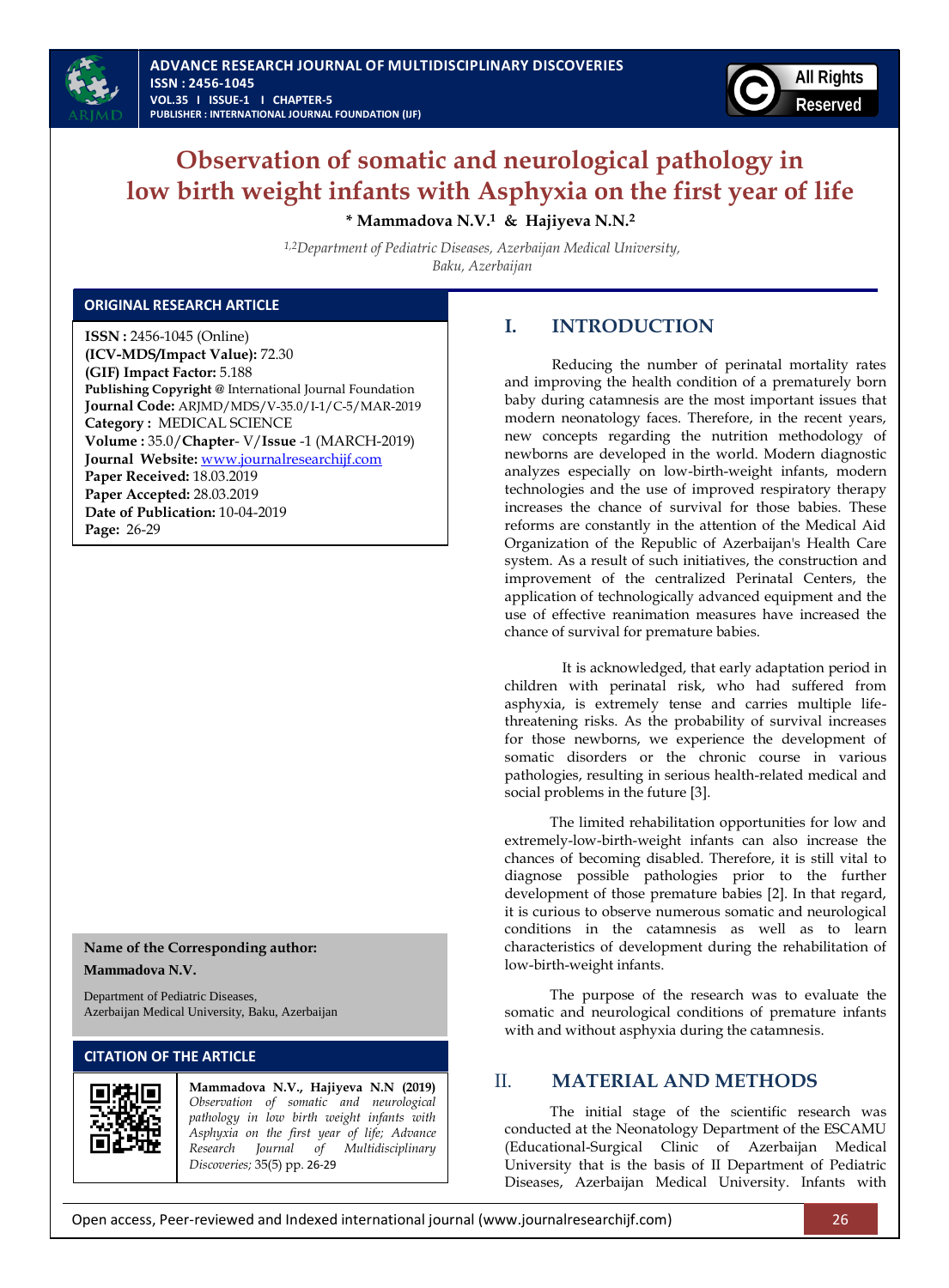# Observation of somatic and neurological pathology in low birth weight infants with Asphyxia on the first year of life

**\* Mammadova N.V.[1] & Hajiyeva N.N.[2]**

*[1,2]Department of Pediatric Diseases, Azerbaijan Medical University, Baku, Azerbaijan*

### ORIGINAL RESEARCH ARTICLE

**ISSN :** 2456-1045 (Online)
**(ICV-MDS/Impact Value):** 72.30
**(GIF) Impact Factor:** 5.188
**Publishing Copyright @** International Journal Foundation
**Journal Code:** ARJMD/MDS/V-35.0/I-1/C-5/MAR-2019
**Category :** MEDICAL SCIENCE
**Volume :** 35.0/**Chapter**- V/**Issue** -1 (MARCH-2019)
**Journal Website:** www.journalresearchijf.com
**Paper Received:** 18.03.2019
**Paper Accepted:** 28.03.2019
**Date of Publication:** 10-04-2019
**Page:** 26-29

**Name of the Corresponding author:**

**Mammadova N.V.**

Department of Pediatric Diseases,
Azerbaijan Medical University, Baku, Azerbaijan

### CITATION OF THE ARTICLE

**Mammadova N.V., Hajiyeva N.N (2019)** *Observation of somatic and neurological pathology in low birth weight infants with Asphyxia on the first year of life; Advance Research Journal of Multidisciplinary Discoveries;* 35(5) pp. 26-29

## I. INTRODUCTION

Reducing the number of perinatal mortality rates and improving the health condition of a prematurely born baby during catamnesis are the most important issues that modern neonatology faces. Therefore, in the recent years, new concepts regarding the nutrition methodology of newborns are developed in the world. Modern diagnostic analyzes especially on low-birth-weight infants, modern technologies and the use of improved respiratory therapy increases the chance of survival for those babies. These reforms are constantly in the attention of the Medical Aid Organization of the Republic of Azerbaijan's Health Care system. As a result of such initiatives, the construction and improvement of the centralized Perinatal Centers, the application of technologically advanced equipment and the use of effective reanimation measures have increased the chance of survival for premature babies.

It is acknowledged, that early adaptation period in children with perinatal risk, who had suffered from asphyxia, is extremely tense and carries multiple life-threatening risks. As the probability of survival increases for those newborns, we experience the development of somatic disorders or the chronic course in various pathologies, resulting in serious health-related medical and social problems in the future [3].

The limited rehabilitation opportunities for low and extremely-low-birth-weight infants can also increase the chances of becoming disabled. Therefore, it is still vital to diagnose possible pathologies prior to the further development of those premature babies [2]. In that regard, it is curious to observe numerous somatic and neurological conditions in the catamnesis as well as to learn characteristics of development during the rehabilitation of low-birth-weight infants.

The purpose of the research was to evaluate the somatic and neurological conditions of premature infants with and without asphyxia during the catamnesis.

## II. MATERIAL AND METHODS

The initial stage of the scientific research was conducted at the Neonatology Department of the ESCAMU (Educational-Surgical Clinic of Azerbaijan Medical University that is the basis of II Department of Pediatric Diseases, Azerbaijan Medical University. Infants with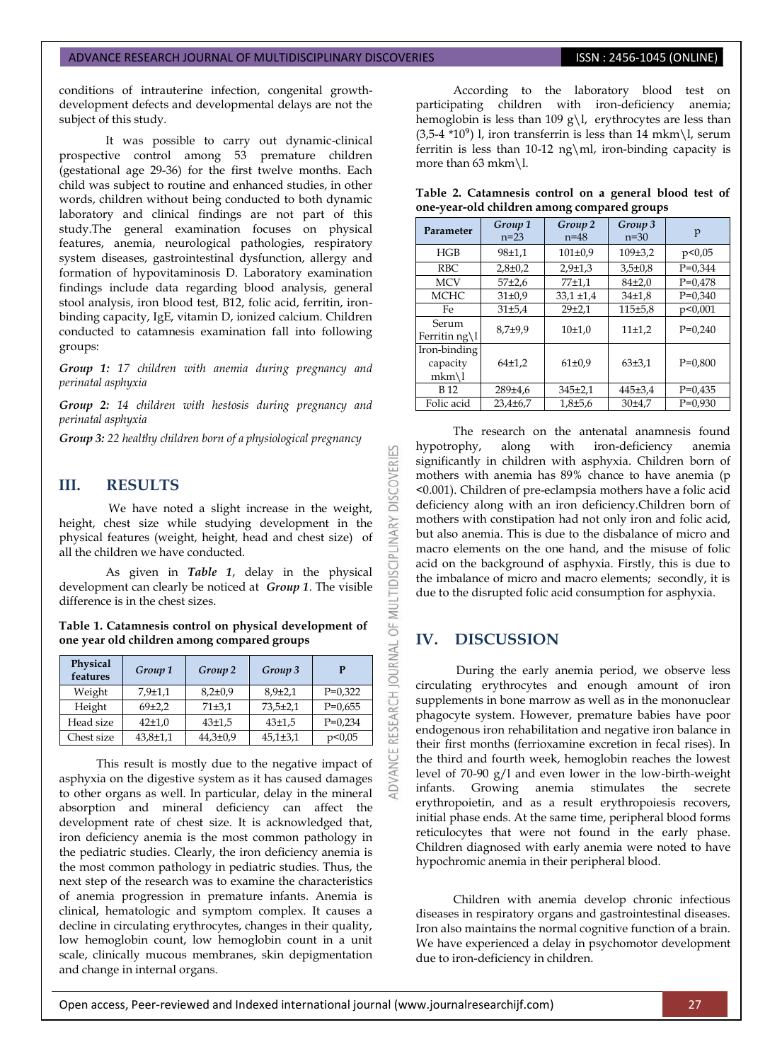conditions of intrauterine infection, congenital growth-development defects and developmental delays are not the subject of this study.

It was possible to carry out dynamic-clinical prospective control among 53 premature children (gestational age 29-36) for the first twelve months. Each child was subject to routine and enhanced studies, in other words, children without being conducted to both dynamic laboratory and clinical findings are not part of this study.The general examination focuses on physical features, anemia, neurological pathologies, respiratory system diseases, gastrointestinal dysfunction, allergy and formation of hypovitaminosis D. Laboratory examination findings include data regarding blood analysis, general stool analysis, iron blood test, B12, folic acid, ferritin, iron-binding capacity, IgE, vitamin D, ionized calcium. Children conducted to catamnesis examination fall into following groups:

***Group 1:*** *17 children with anemia during pregnancy and perinatal asphyxia*

***Group 2:*** *14 children with hestosis during pregnancy and perinatal asphyxia*

***Group 3:*** *22 healthy children born of a physiological pregnancy*

## III. RESULTS

We have noted a slight increase in the weight, height, chest size while studying development in the physical features (weight, height, head and chest size) of all the children we have conducted.

As given in ***Table 1***, delay in the physical development can clearly be noticed at ***Group 1***. The visible difference is in the chest sizes.

**Table 1. Catamnesis control on physical development of one year old children among compared groups**

| Physical features | *Group 1* | *Group 2* | *Group 3* | P |
|---|---|---|---|---|
| Weight | 7,9±1,1 | 8,2±0,9 | 8,9±2,1 | P=0,322 |
| Height | 69±2,2 | 71±3,1 | 73,5±2,1 | P=0,655 |
| Head size | 42±1,0 | 43±1,5 | 43±1,5 | P=0,234 |
| Chest size | 43,8±1,1 | 44,3±0,9 | 45,1±3,1 | p<0,05 |

This result is mostly due to the negative impact of asphyxia on the digestive system as it has caused damages to other organs as well. In particular, delay in the mineral absorption and mineral deficiency can affect the development rate of chest size. It is acknowledged that, iron deficiency anemia is the most common pathology in the pediatric studies. Clearly, the iron deficiency anemia is the most common pathology in pediatric studies. Thus, the next step of the research was to examine the characteristics of anemia progression in premature infants. Anemia is clinical, hematologic and symptom complex. It causes a decline in circulating erythrocytes, changes in their quality, low hemoglobin count, low hemoglobin count in a unit scale, clinically mucous membranes, skin depigmentation and change in internal organs.

According to the laboratory blood test on participating children with iron-deficiency anemia; hemoglobin is less than 109 g\l, erythrocytes are less than (3,5-4 $*10^9$) l, iron transferrin is less than 14 mkm\l, serum ferritin is less than 10-12 ng\ml, iron-binding capacity is more than 63 mkm\l.

**Table 2. Catamnesis control on a general blood test of one-year-old children among compared groups**

| Parameter | *Group 1* n=23 | *Group 2* n=48 | *Group 3* n=30 | P |
|---|---|---|---|---|
| HGB | 98±1,1 | 101±0,9 | 109±3,2 | p<0,05 |
| RBC | 2,8±0,2 | 2,9±1,3 | 3,5±0,8 | P=0,344 |
| MCV | 57±2,6 | 77±1,1 | 84±2,0 | P=0,478 |
| MCHC | 31±0,9 | 33,1 ±1,4 | 34±1,8 | P=0,340 |
| Fe | 31±5,4 | 29±2,1 | 115±5,8 | p<0,001 |
| Serum Ferritin ng\l | 8,7±9,9 | 10±1,0 | 11±1,2 | P=0,240 |
| Iron-binding capacity mkm\l | 64±1,2 | 61±0,9 | 63±3,1 | P=0,800 |
| B 12 | 289±4,6 | 345±2,1 | 445±3,4 | P=0,435 |
| Folic acid | 23,4±6,7 | 1,8±5,6 | 30±4,7 | P=0,930 |

The research on the antenatal anamnesis found hypotrophy, along with iron-deficiency anemia significantly in children with asphyxia. Children born of mothers with anemia has 89% chance to have anemia (p <0.001). Children of pre-eclampsia mothers have a folic acid deficiency along with an iron deficiency.Children born of mothers with constipation had not only iron and folic acid, but also anemia. This is due to the disbalance of micro and macro elements on the one hand, and the misuse of folic acid on the background of asphyxia. Firstly, this is due to the imbalance of micro and macro elements; secondly, it is due to the disrupted folic acid consumption for asphyxia.

## IV. DISCUSSION

During the early anemia period, we observe less circulating erythrocytes and enough amount of iron supplements in bone marrow as well as in the mononuclear phagocyte system. However, premature babies have poor endogenous iron rehabilitation and negative iron balance in their first months (ferrioxamine excretion in fecal rises). In the third and fourth week, hemoglobin reaches the lowest level of 70-90 g/l and even lower in the low-birth-weight infants. Growing anemia stimulates the secrete erythropoietin, and as a result erythropoiesis recovers, initial phase ends. At the same time, peripheral blood forms reticulocytes that were not found in the early phase. Children diagnosed with early anemia were noted to have hypochromic anemia in their peripheral blood.

Children with anemia develop chronic infectious diseases in respiratory organs and gastrointestinal diseases. Iron also maintains the normal cognitive function of a brain. We have experienced a delay in psychomotor development due to iron-deficiency in children.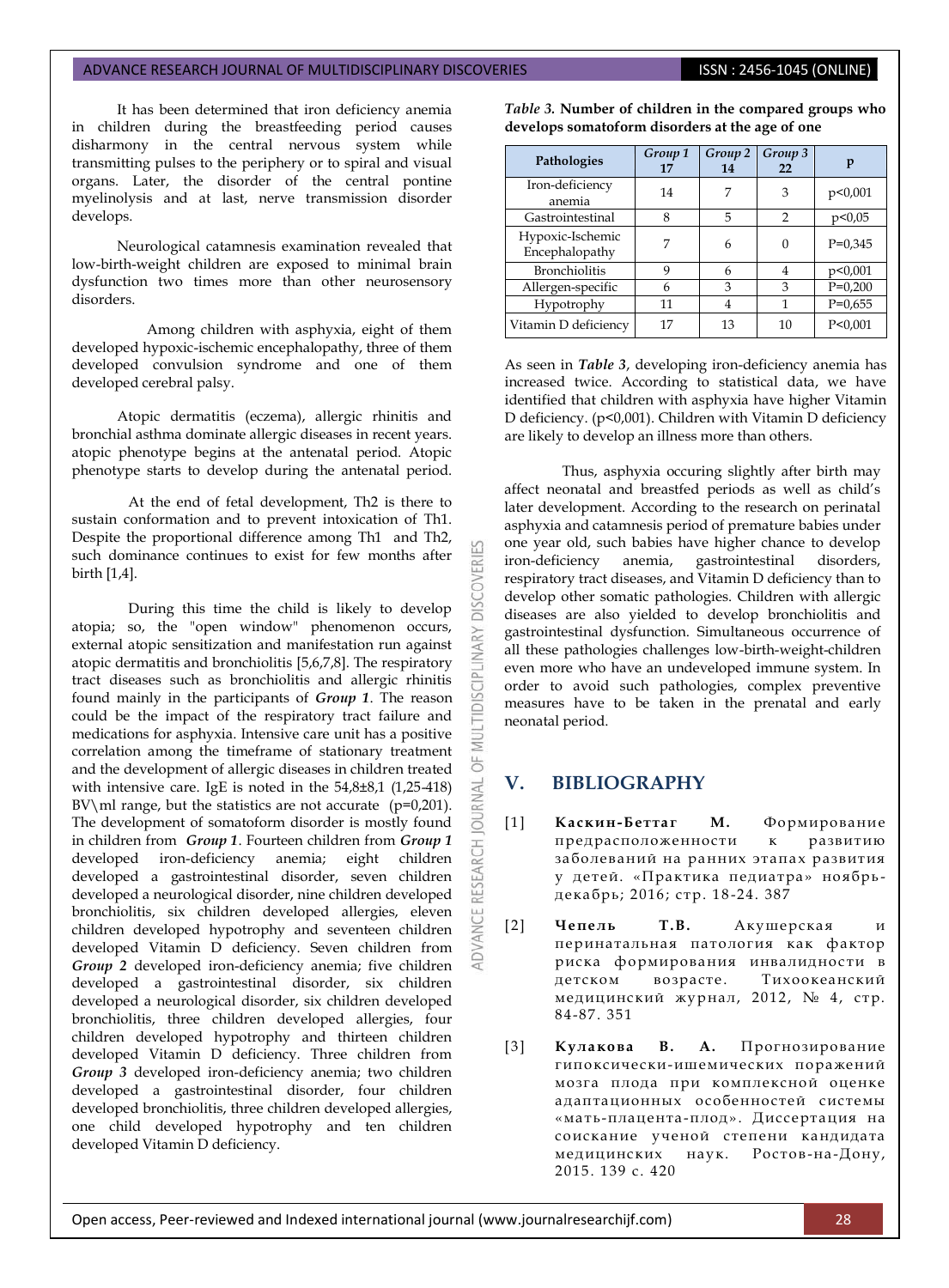It has been determined that iron deficiency anemia in children during the breastfeeding period causes disharmony in the central nervous system while transmitting pulses to the periphery or to spiral and visual organs. Later, the disorder of the central pontine myelinolysis and at last, nerve transmission disorder develops.

Neurological catamnesis examination revealed that low-birth-weight children are exposed to minimal brain dysfunction two times more than other neurosensory disorders.

Among children with asphyxia, eight of them developed hypoxic-ischemic encephalopathy, three of them developed convulsion syndrome and one of them developed cerebral palsy.

Atopic dermatitis (eczema), allergic rhinitis and bronchial asthma dominate allergic diseases in recent years. atopic phenotype begins at the antenatal period. Atopic phenotype starts to develop during the antenatal period.

At the end of fetal development, Th2 is there to sustain conformation and to prevent intoxication of Th1. Despite the proportional difference among Th1 and Th2, such dominance continues to exist for few months after birth [1,4].

During this time the child is likely to develop atopia; so, the "open window" phenomenon occurs, external atopic sensitization and manifestation run against atopic dermatitis and bronchiolitis [5,6,7,8]. The respiratory tract diseases such as bronchiolitis and allergic rhinitis found mainly in the participants of ***Group 1***. The reason could be the impact of the respiratory tract failure and medications for asphyxia. Intensive care unit has a positive correlation among the timeframe of stationary treatment and the development of allergic diseases in children treated with intensive care. IgE is noted in the 54,8±8,1 (1,25-418) BV\ml range, but the statistics are not accurate (p=0,201). The development of somatoform disorder is mostly found in children from ***Group 1***. Fourteen children from ***Group 1*** developed iron-deficiency anemia; eight children developed a gastrointestinal disorder, seven children developed a neurological disorder, nine children developed bronchiolitis, six children developed allergies, eleven children developed hypotrophy and seventeen children developed Vitamin D deficiency. Seven children from ***Group 2*** developed iron-deficiency anemia; five children developed a gastrointestinal disorder, six children developed a neurological disorder, six children developed bronchiolitis, three children developed allergies, four children developed hypotrophy and thirteen children developed Vitamin D deficiency. Three children from ***Group 3*** developed iron-deficiency anemia; two children developed a gastrointestinal disorder, four children developed bronchiolitis, three children developed allergies, one child developed hypotrophy and ten children developed Vitamin D deficiency.

***Table 3.*** **Number of children in the compared groups who develops somatoform disorders at the age of one**

| Pathologies | *Group 1* 17 | *Group 2* 14 | *Group 3* 22 | p |
|---|---|---|---|---|
| Iron-deficiency anemia | 14 | 7 | 3 | p<0,001 |
| Gastrointestinal | 8 | 5 | 2 | p<0,05 |
| Hypoxic-Ischemic Encephalopathy | 7 | 6 | 0 | P=0,345 |
| Bronchiolitis | 9 | 6 | 4 | p<0,001 |
| Allergen-specific | 6 | 3 | 3 | P=0,200 |
| Hypotrophy | 11 | 4 | 1 | P=0,655 |
| Vitamin D deficiency | 17 | 13 | 10 | P<0,001 |

As seen in ***Table 3***, developing iron-deficiency anemia has increased twice. According to statistical data, we have identified that children with asphyxia have higher Vitamin D deficiency. (p<0,001). Children with Vitamin D deficiency are likely to develop an illness more than others.

Thus, asphyxia occuring slightly after birth may affect neonatal and breastfed periods as well as child's later development. According to the research on perinatal asphyxia and catamnesis period of premature babies under one year old, such babies have higher chance to develop iron-deficiency anemia, gastrointestinal disorders, respiratory tract diseases, and Vitamin D deficiency than to develop other somatic pathologies. Children with allergic diseases are also yielded to develop bronchiolitis and gastrointestinal dysfunction. Simultaneous occurrence of all these pathologies challenges low-birth-weight-children even more who have an undeveloped immune system. In order to avoid such pathologies, complex preventive measures have to be taken in the prenatal and early neonatal period.

## V. BIBLIOGRAPHY

[1] **Каскин-Беттаг М.** Формирование предрасположенности к развитию заболеваний на ранних этапах развития у детей. «Практика педиатра» ноябрь-декабрь; 2016; стр. 18-24. 387

[2] **Чепель Т.В.** Акушерская и перинатальная патология как фактор риска формирования инвалидности в детском возрасте. Тихоокеанский медицинский журнал, 2012, № 4, стр. 84-87. 351

[3] **Кулакова В. А.** Прогнозирование гипоксически-ишемических поражений мозга плода при комплексной оценке адаптационных особенностей системы «мать-плацента-плод». Диссертация на соискание ученой степени кандидата медицинских наук. Ростов-на-Дону, 2015. 139 с. 420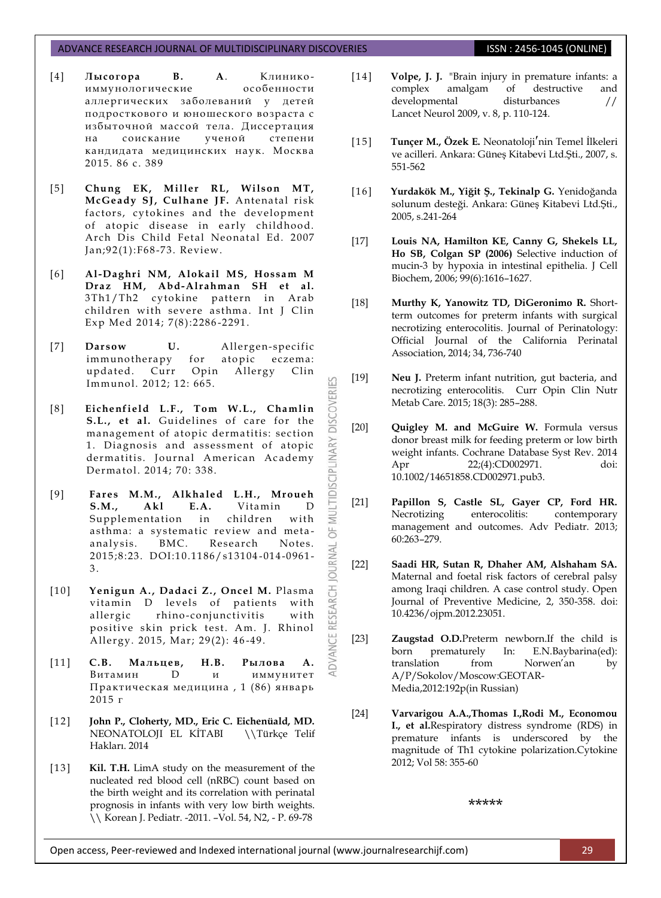[4] **Лысогора В. А**. Клинико-иммунологические особенности аллергических заболеваний у детей подросткового и юношеского возраста с избыточной массой тела. Диссертация на соискание ученой степени кандидата медицинских наук. Москва 2015. 86 с. 389

[5] **Chung EK, Miller RL, Wilson MT, McGeady SJ, Culhane JF.** Antenatal risk factors, cytokines and the development of atopic disease in early childhood. Arch Dis Child Fetal Neonatal Ed. 2007 Jan;92(1):F68-73. Review.

[6] **Al-Daghri NM, Alokail MS, Hossam M Draz HM, Abd-Alrahman SH et al.** 3Th1/Th2 cytokine pattern in Arab children with severe asthma. Int J Clin Exp Med 2014; 7(8):2286-2291.

[7] **Darsow U.** Allergen-specific immunotherapy for atopic eczema: updated. Curr Opin Allergy Clin Immunol. 2012; 12: 665.

[8] **Eichenfield L.F., Tom W.L., Chamlin S.L., et al.** Guidelines of care for the management of atopic dermatitis: section 1. Diagnosis and assessment of atopic dermatitis. Journal American Academy Dermatol. 2014; 70: 338.

[9] **Fares M.M., Alkhaled L.H., Mroueh S.M., Akl E.A.** Vitamin D Supplementation in children with asthma: a systematic review and meta-analysis. BMC. Research Notes. 2015;8:23. DOI:10.1186/s13104-014-0961-3.

[10] **Yenigun A., Dadaci Z., Oncel M.** Plasma vitamin D levels of patients with allergic rhino-conjunctivitis with positive skin prick test. Am. J. Rhinol Allergy. 2015, Mar; 29(2): 46-49.

[11] **С.В. Мальцев, Н.В. Рылова А.** Витамин D и иммунитет Практическая медицина , 1 (86) январь 2015 г

[12] **John P., Cloherty, MD., Eric C. Eichenüald, MD.** NEONATOLOJI EL KİTABI \\Türkçe Telif Hakları. 2014

[13] **Kil. T.H.** LimA study on the measurement of the nucleated red blood cell (nRBC) count based on the birth weight and its correlation with perinatal prognosis in infants with very low birth weights. \\ Korean J. Pediatr. -2011. –Vol. 54, N2, - P. 69-78

[14] **Volpe, J. J.** "Brain injury in premature infants: a complex amalgam of destructive and developmental disturbances // Lancet Neurol 2009, v. 8, p. 110-124.

[15] **Tunçer M., Özek E.** Neonatoloji′nin Temel İlkeleri ve acilleri. Ankara: Güneş Kitabevi Ltd.Şti., 2007, s. 551-562

[16] **Yurdakök M., Yiğit Ş., Tekinalp G.** Yenidoğanda solunum desteği. Ankara: Güneş Kitabevi Ltd.Şti., 2005, s.241-264

[17] **Louis NA, Hamilton KE, Canny G, Shekels LL, Ho SB, Colgan SP (2006)** Selective induction of mucin-3 by hypoxia in intestinal epithelia. J Cell Biochem, 2006; 99(6):1616–1627.

[18] **Murthy K, Yanowitz TD, DiGeronimo R.** Short-term outcomes for preterm infants with surgical necrotizing enterocolitis. Journal of Perinatology: Official Journal of the California Perinatal Association, 2014; 34, 736-740

[19] **Neu J.** Preterm infant nutrition, gut bacteria, and necrotizing enterocolitis. Curr Opin Clin Nutr Metab Care. 2015; 18(3): 285–288.

[20] **Quigley M. and McGuire W.** Formula versus donor breast milk for feeding preterm or low birth weight infants. Cochrane Database Syst Rev. 2014 Apr 22;(4):CD002971. doi: 10.1002/14651858.CD002971.pub3.

[21] **Papillon S, Castle SL, Gayer CP, Ford HR.** Necrotizing enterocolitis: contemporary management and outcomes. Adv Pediatr. 2013; 60:263–279.

[22] **Saadi HR, Sutan R, Dhaher AM, Alshaham SA.** Maternal and foetal risk factors of cerebral palsy among Iraqi children. A case control study. Open Journal of Preventive Medicine, 2, 350-358. doi: 10.4236/ojpm.2012.23051.

[23] **Zaugstad O.D.**Preterm newborn.If the child is born prematurely In: E.N.Baybarina(ed): translation from Norwen'an by A/P/Sokolov/Moscow:GEOTAR-Media,2012:192p(in Russian)

[24] **Varvarigou A.A.,Thomas I.,Rodi M., Economou I., et al.**Respiratory distress syndrome (RDS) in premature infants is underscored by the magnitude of Th1 cytokine polarization.Cytokine 2012; Vol 58: 355-60

*****